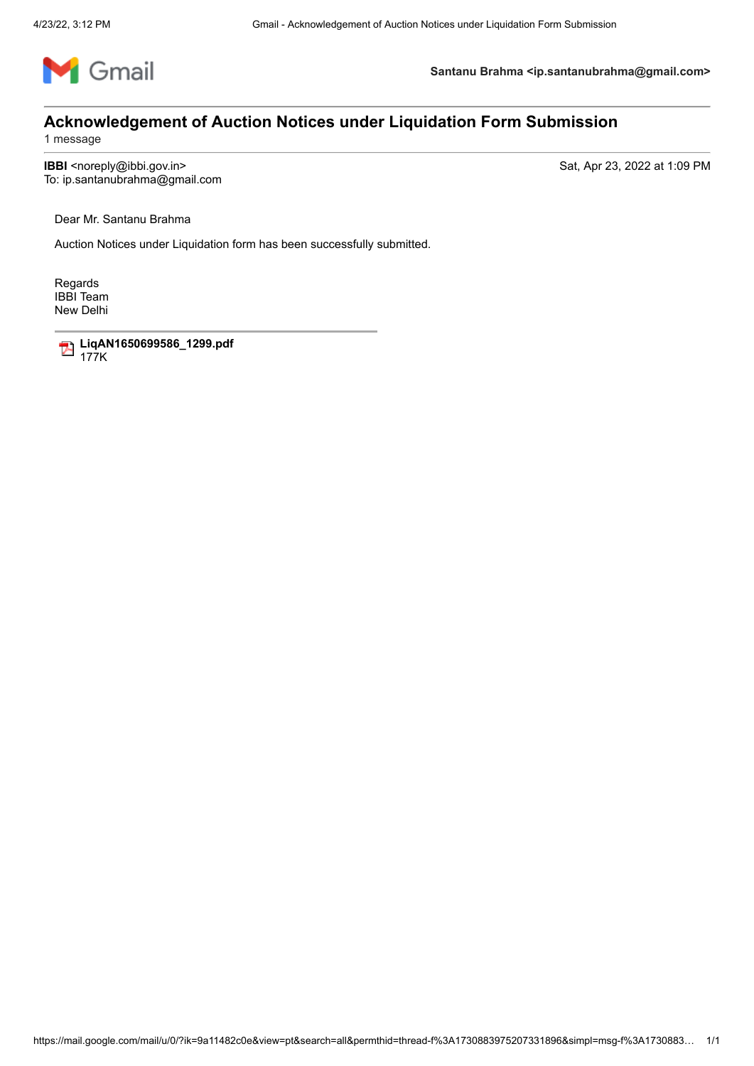Gmail

**Santanu Brahma <ip.santanubrahma@gmail.com>**

# Acknowledgement of Auction Notices under Liquidation Form Submission

1 message

**IBBI** <noreply@ibbi.gov.in>
To: ip.santanubrahma@gmail.com

Sat, Apr 23, 2022 at 1:09 PM

Dear Mr. Santanu Brahma

Auction Notices under Liquidation form has been successfully submitted.

Regards
IBBI Team
New Delhi

**LiqAN1650699586_1299.pdf**
177K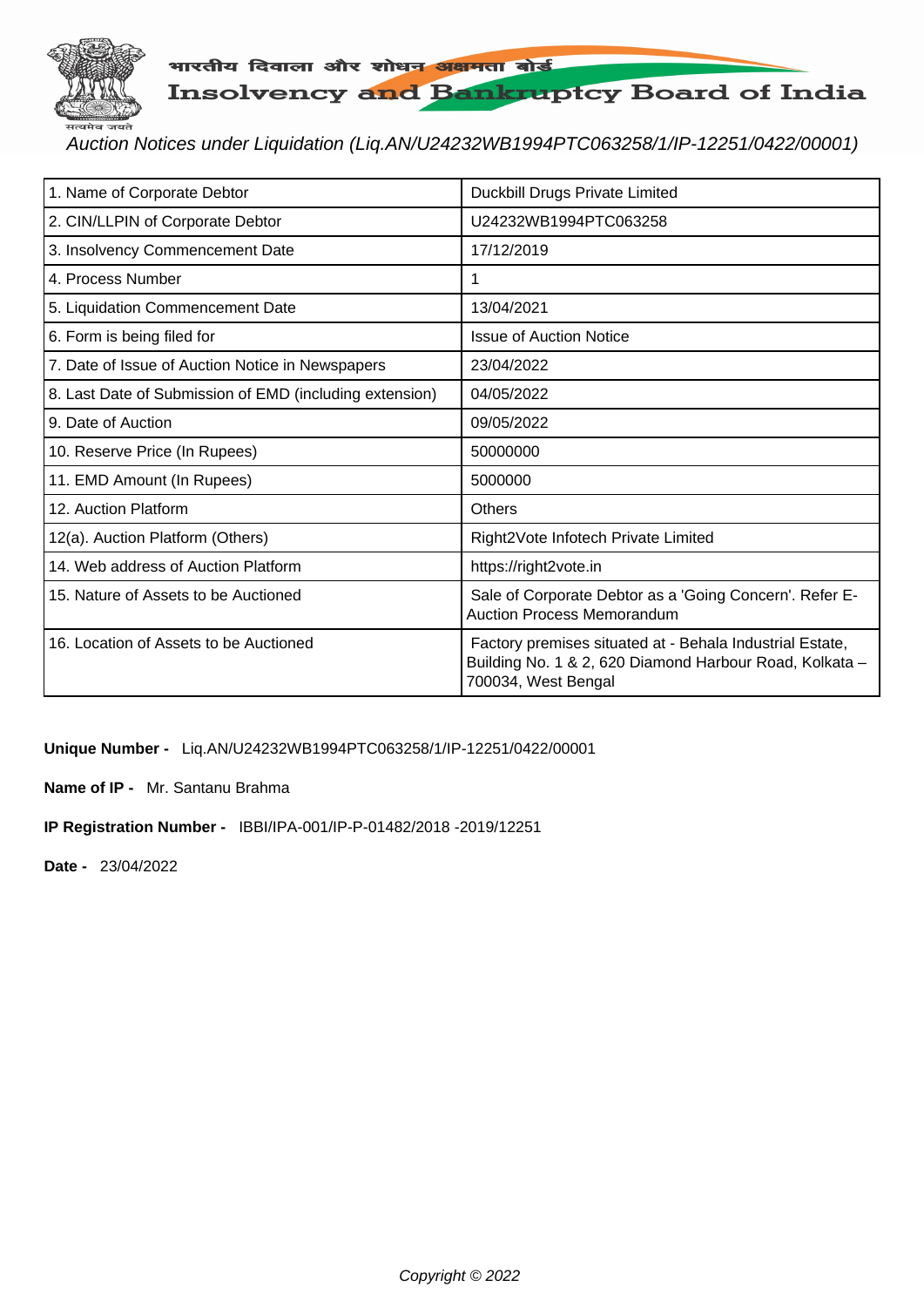भारतीय दिवाला और शोधन अक्षमता बोर्ड

# Insolvency and Bankruptcy Board of India

*Auction Notices under Liquidation (Liq.AN/U24232WB1994PTC063258/1/IP-12251/0422/00001)*

| | |
|---|---|
| 1. Name of Corporate Debtor | Duckbill Drugs Private Limited |
| 2. CIN/LLPIN of Corporate Debtor | U24232WB1994PTC063258 |
| 3. Insolvency Commencement Date | 17/12/2019 |
| 4. Process Number | 1 |
| 5. Liquidation Commencement Date | 13/04/2021 |
| 6. Form is being filed for | Issue of Auction Notice |
| 7. Date of Issue of Auction Notice in Newspapers | 23/04/2022 |
| 8. Last Date of Submission of EMD (including extension) | 04/05/2022 |
| 9. Date of Auction | 09/05/2022 |
| 10. Reserve Price (In Rupees) | 50000000 |
| 11. EMD Amount (In Rupees) | 5000000 |
| 12. Auction Platform | Others |
| 12(a). Auction Platform (Others) | Right2Vote Infotech Private Limited |
| 14. Web address of Auction Platform | https://right2vote.in |
| 15. Nature of Assets to be Auctioned | Sale of Corporate Debtor as a 'Going Concern'. Refer E-Auction Process Memorandum |
| 16. Location of Assets to be Auctioned | Factory premises situated at - Behala Industrial Estate, Building No. 1 & 2, 620 Diamond Harbour Road, Kolkata – 700034, West Bengal |

**Unique Number -** Liq.AN/U24232WB1994PTC063258/1/IP-12251/0422/00001

**Name of IP -** Mr. Santanu Brahma

**IP Registration Number -** IBBI/IPA-001/IP-P-01482/2018 -2019/12251

**Date -** 23/04/2022

*Copyright © 2022*